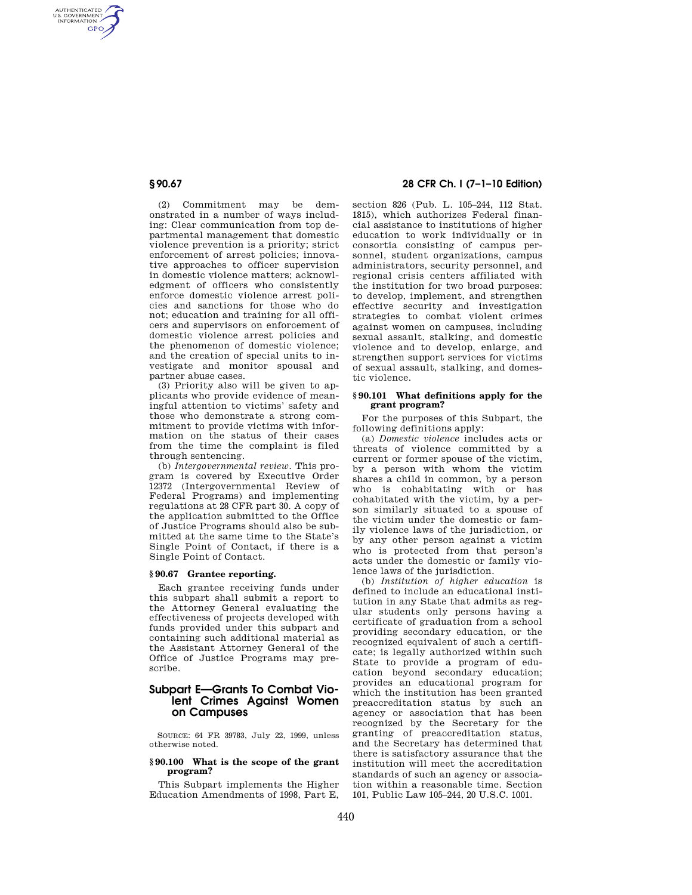(2) Commitment may be demonstrated in a number of ways including: Clear communication from top departmental management that domestic violence prevention is a priority; strict enforcement of arrest policies; innovative approaches to officer supervision in domestic violence matters; acknowledgment of officers who consistently enforce domestic violence arrest policies and sanctions for those who do not; education and training for all officers and supervisors on enforcement of domestic violence arrest policies and the phenomenon of domestic violence; and the creation of special units to investigate and monitor spousal and partner abuse cases.

(3) Priority also will be given to applicants who provide evidence of meaningful attention to victims' safety and those who demonstrate a strong commitment to provide victims with information on the status of their cases from the time the complaint is filed through sentencing.

(b) *Intergovernmental review.* This program is covered by Executive Order 12372 (Intergovernmental Review of Federal Programs) and implementing regulations at 28 CFR part 30. A copy of the application submitted to the Office of Justice Programs should also be submitted at the same time to the State's Single Point of Contact, if there is a Single Point of Contact.

#### § 90.67 Grantee reporting.

Each grantee receiving funds under this subpart shall submit a report to the Attorney General evaluating the effectiveness of projects developed with funds provided under this subpart and containing such additional material as the Assistant Attorney General of the Office of Justice Programs may prescribe.

## Subpart E—Grants To Combat Violent Crimes Against Women on Campuses

SOURCE: 64 FR 39783, July 22, 1999, unless otherwise noted.

#### § 90.100 What is the scope of the grant program?

This Subpart implements the Higher Education Amendments of 1998, Part E, section 826 (Pub. L. 105–244, 112 Stat. 1815), which authorizes Federal financial assistance to institutions of higher education to work individually or in consortia consisting of campus personnel, student organizations, campus administrators, security personnel, and regional crisis centers affiliated with the institution for two broad purposes: to develop, implement, and strengthen effective security and investigation strategies to combat violent crimes against women on campuses, including sexual assault, stalking, and domestic violence and to develop, enlarge, and strengthen support services for victims of sexual assault, stalking, and domestic violence.

#### § 90.101 What definitions apply for the grant program?

For the purposes of this Subpart, the following definitions apply:

(a) *Domestic violence* includes acts or threats of violence committed by a current or former spouse of the victim, by a person with whom the victim shares a child in common, by a person who is cohabitating with or has cohabitated with the victim, by a person similarly situated to a spouse of the victim under the domestic or family violence laws of the jurisdiction, or by any other person against a victim who is protected from that person's acts under the domestic or family violence laws of the jurisdiction.

(b) *Institution of higher education* is defined to include an educational institution in any State that admits as regular students only persons having a certificate of graduation from a school providing secondary education, or the recognized equivalent of such a certificate; is legally authorized within such State to provide a program of education beyond secondary education; provides an educational program for which the institution has been granted preaccreditation status by such an agency or association that has been recognized by the Secretary for the granting of preaccreditation status, and the Secretary has determined that there is satisfactory assurance that the institution will meet the accreditation standards of such an agency or association within a reasonable time. Section 101, Public Law 105–244, 20 U.S.C. 1001.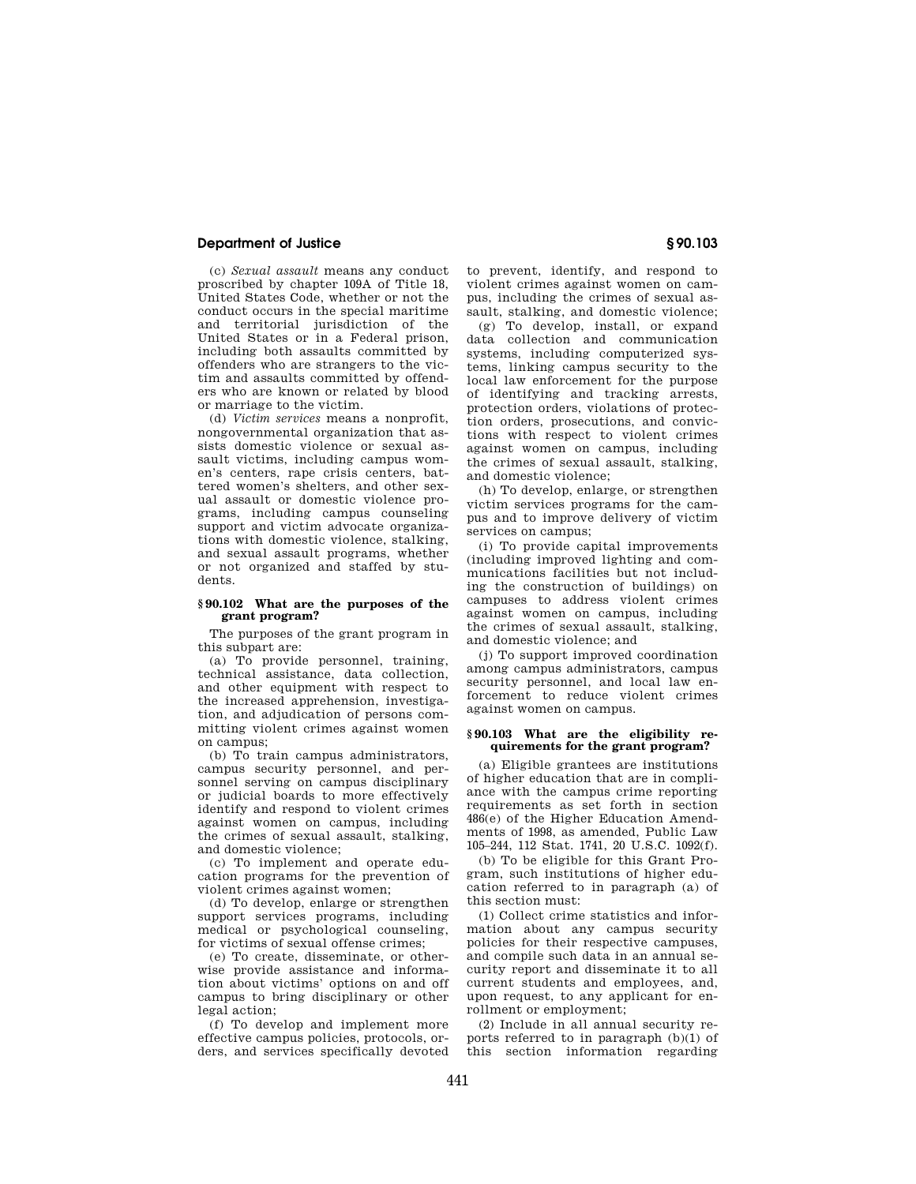(c) *Sexual assault* means any conduct proscribed by chapter 109A of Title 18, United States Code, whether or not the conduct occurs in the special maritime and territorial jurisdiction of the United States or in a Federal prison, including both assaults committed by offenders who are strangers to the victim and assaults committed by offenders who are known or related by blood or marriage to the victim.

(d) *Victim services* means a nonprofit, nongovernmental organization that assists domestic violence or sexual assault victims, including campus women's centers, rape crisis centers, battered women's shelters, and other sexual assault or domestic violence programs, including campus counseling support and victim advocate organizations with domestic violence, stalking, and sexual assault programs, whether or not organized and staffed by students.

### § 90.102 What are the purposes of the grant program?

The purposes of the grant program in this subpart are:

(a) To provide personnel, training, technical assistance, data collection, and other equipment with respect to the increased apprehension, investigation, and adjudication of persons committing violent crimes against women on campus;

(b) To train campus administrators, campus security personnel, and personnel serving on campus disciplinary or judicial boards to more effectively identify and respond to violent crimes against women on campus, including the crimes of sexual assault, stalking, and domestic violence;

(c) To implement and operate education programs for the prevention of violent crimes against women;

(d) To develop, enlarge or strengthen support services programs, including medical or psychological counseling, for victims of sexual offense crimes;

(e) To create, disseminate, or otherwise provide assistance and information about victims' options on and off campus to bring disciplinary or other legal action;

(f) To develop and implement more effective campus policies, protocols, orders, and services specifically devoted to prevent, identify, and respond to violent crimes against women on campus, including the crimes of sexual assault, stalking, and domestic violence;

(g) To develop, install, or expand data collection and communication systems, including computerized systems, linking campus security to the local law enforcement for the purpose of identifying and tracking arrests, protection orders, violations of protection orders, prosecutions, and convictions with respect to violent crimes against women on campus, including the crimes of sexual assault, stalking, and domestic violence;

(h) To develop, enlarge, or strengthen victim services programs for the campus and to improve delivery of victim services on campus;

(i) To provide capital improvements (including improved lighting and communications facilities but not including the construction of buildings) on campuses to address violent crimes against women on campus, including the crimes of sexual assault, stalking, and domestic violence; and

(j) To support improved coordination among campus administrators, campus security personnel, and local law enforcement to reduce violent crimes against women on campus.

### § 90.103 What are the eligibility requirements for the grant program?

(a) Eligible grantees are institutions of higher education that are in compliance with the campus crime reporting requirements as set forth in section 486(e) of the Higher Education Amendments of 1998, as amended, Public Law 105–244, 112 Stat. 1741, 20 U.S.C. 1092(f).

(b) To be eligible for this Grant Program, such institutions of higher education referred to in paragraph (a) of this section must:

(1) Collect crime statistics and information about any campus security policies for their respective campuses, and compile such data in an annual security report and disseminate it to all current students and employees, and, upon request, to any applicant for enrollment or employment;

(2) Include in all annual security reports referred to in paragraph (b)(1) of this section information regarding